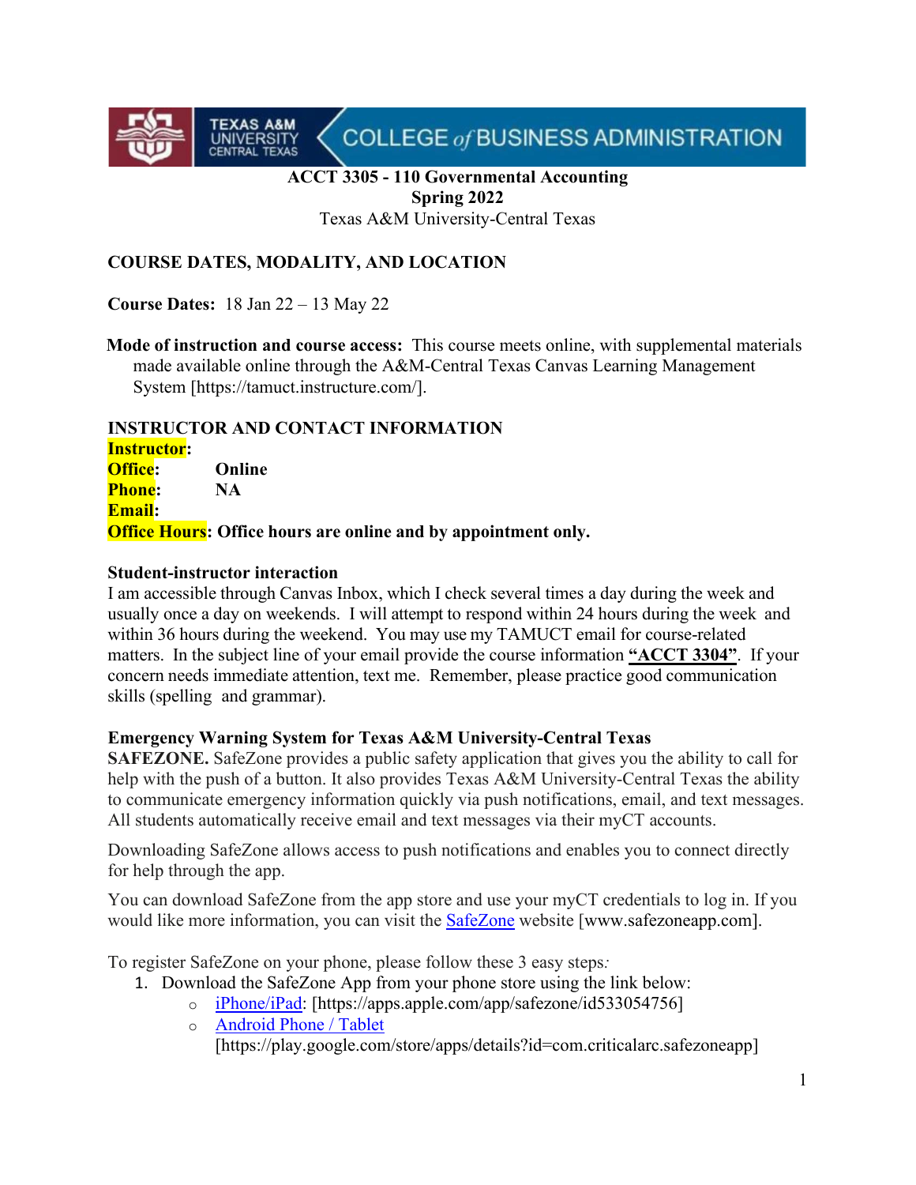**ACCT 3305 - 110 Governmental Accounting**
**Spring 2022**
Texas A&M University-Central Texas

## COURSE DATES, MODALITY, AND LOCATION

**Course Dates:** 18 Jan 22 – 13 May 22

**Mode of instruction and course access:** This course meets online, with supplemental materials made available online through the A&M-Central Texas Canvas Learning Management System [https://tamuct.instructure.com/].

## INSTRUCTOR AND CONTACT INFORMATION

**Instructor:**
**Office:** **Online**
**Phone:** **NA**
**Email:**
**Office Hours: Office hours are online and by appointment only.**

### Student-instructor interaction

I am accessible through Canvas Inbox, which I check several times a day during the week and usually once a day on weekends. I will attempt to respond within 24 hours during the week and within 36 hours during the weekend. You may use my TAMUCT email for course-related matters. In the subject line of your email provide the course information **"ACCT 3304"**. If your concern needs immediate attention, text me. Remember, please practice good communication skills (spelling and grammar).

### Emergency Warning System for Texas A&M University-Central Texas

**SAFEZONE.** SafeZone provides a public safety application that gives you the ability to call for help with the push of a button. It also provides Texas A&M University-Central Texas the ability to communicate emergency information quickly via push notifications, email, and text messages. All students automatically receive email and text messages via their myCT accounts.

Downloading SafeZone allows access to push notifications and enables you to connect directly for help through the app.

You can download SafeZone from the app store and use your myCT credentials to log in. If you would like more information, you can visit the SafeZone website [www.safezoneapp.com].

To register SafeZone on your phone, please follow these 3 easy steps*:*

1. Download the SafeZone App from your phone store using the link below:
   - iPhone/iPad: [https://apps.apple.com/app/safezone/id533054756]
   - Android Phone / Tablet [https://play.google.com/store/apps/details?id=com.criticalarc.safezoneapp]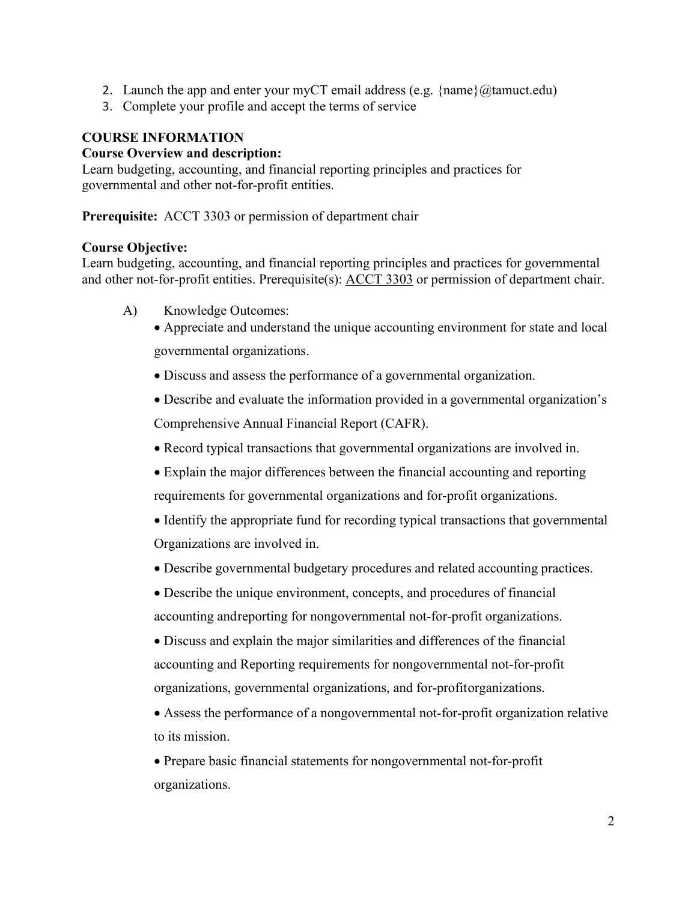2. Launch the app and enter your myCT email address (e.g. {name}@tamuct.edu)
3. Complete your profile and accept the terms of service

**COURSE INFORMATION**

**Course Overview and description:**

Learn budgeting, accounting, and financial reporting principles and practices for governmental and other not-for-profit entities.

**Prerequisite:** ACCT 3303 or permission of department chair

**Course Objective:**

Learn budgeting, accounting, and financial reporting principles and practices for governmental and other not-for-profit entities. Prerequisite(s): ACCT 3303 or permission of department chair.

A) Knowledge Outcomes:

- Appreciate and understand the unique accounting environment for state and local governmental organizations.
- Discuss and assess the performance of a governmental organization.
- Describe and evaluate the information provided in a governmental organization's Comprehensive Annual Financial Report (CAFR).
- Record typical transactions that governmental organizations are involved in.
- Explain the major differences between the financial accounting and reporting requirements for governmental organizations and for-profit organizations.
- Identify the appropriate fund for recording typical transactions that governmental Organizations are involved in.
- Describe governmental budgetary procedures and related accounting practices.
- Describe the unique environment, concepts, and procedures of financial accounting andreporting for nongovernmental not-for-profit organizations.
- Discuss and explain the major similarities and differences of the financial accounting and Reporting requirements for nongovernmental not-for-profit organizations, governmental organizations, and for-profitorganizations.
- Assess the performance of a nongovernmental not-for-profit organization relative to its mission.
- Prepare basic financial statements for nongovernmental not-for-profit organizations.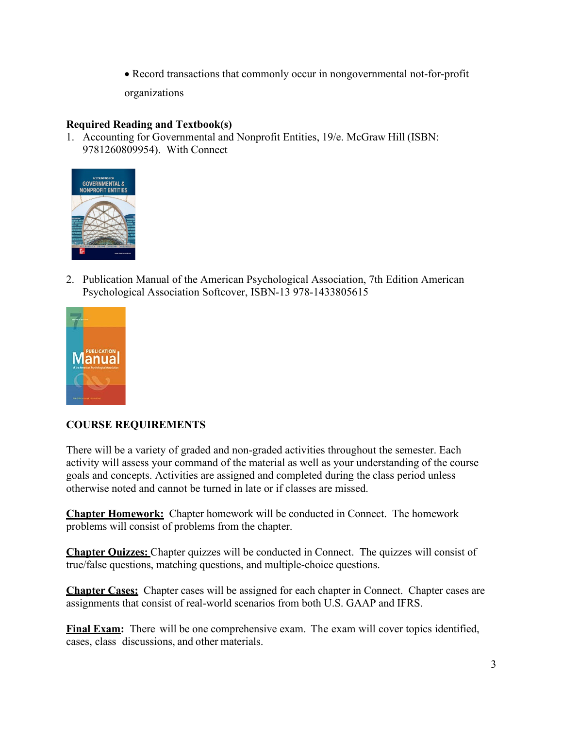- Record transactions that commonly occur in nongovernmental not-for-profit organizations

**Required Reading and Textbook(s)**

1. Accounting for Governmental and Nonprofit Entities, 19/e. McGraw Hill (ISBN: 9781260809954). With Connect

2. Publication Manual of the American Psychological Association, 7th Edition American Psychological Association Softcover, ISBN-13 978-1433805615

**COURSE REQUIREMENTS**

There will be a variety of graded and non-graded activities throughout the semester. Each activity will assess your command of the material as well as your understanding of the course goals and concepts. Activities are assigned and completed during the class period unless otherwise noted and cannot be turned in late or if classes are missed.

**Chapter Homework:** Chapter homework will be conducted in Connect. The homework problems will consist of problems from the chapter.

**Chapter Quizzes:** Chapter quizzes will be conducted in Connect. The quizzes will consist of true/false questions, matching questions, and multiple-choice questions.

**Chapter Cases:** Chapter cases will be assigned for each chapter in Connect. Chapter cases are assignments that consist of real-world scenarios from both U.S. GAAP and IFRS.

**Final Exam:** There will be one comprehensive exam. The exam will cover topics identified, cases, class discussions, and other materials.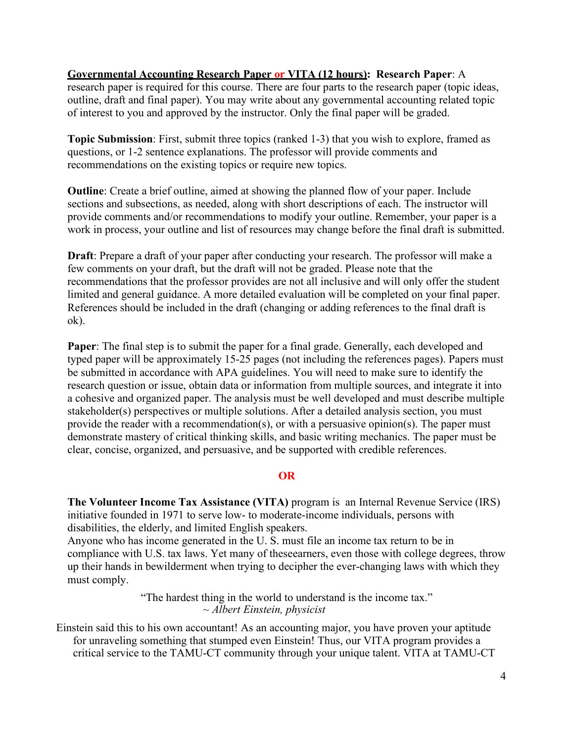**<u>Governmental Accounting Research Paper or VITA (12 hours)</u>: Research Paper**: A research paper is required for this course. There are four parts to the research paper (topic ideas, outline, draft and final paper). You may write about any governmental accounting related topic of interest to you and approved by the instructor. Only the final paper will be graded.

**Topic Submission**: First, submit three topics (ranked 1-3) that you wish to explore, framed as questions, or 1-2 sentence explanations. The professor will provide comments and recommendations on the existing topics or require new topics.

**Outline**: Create a brief outline, aimed at showing the planned flow of your paper. Include sections and subsections, as needed, along with short descriptions of each. The instructor will provide comments and/or recommendations to modify your outline. Remember, your paper is a work in process, your outline and list of resources may change before the final draft is submitted.

**Draft**: Prepare a draft of your paper after conducting your research. The professor will make a few comments on your draft, but the draft will not be graded. Please note that the recommendations that the professor provides are not all inclusive and will only offer the student limited and general guidance. A more detailed evaluation will be completed on your final paper. References should be included in the draft (changing or adding references to the final draft is ok).

**Paper**: The final step is to submit the paper for a final grade. Generally, each developed and typed paper will be approximately 15-25 pages (not including the references pages). Papers must be submitted in accordance with APA guidelines. You will need to make sure to identify the research question or issue, obtain data or information from multiple sources, and integrate it into a cohesive and organized paper. The analysis must be well developed and must describe multiple stakeholder(s) perspectives or multiple solutions. After a detailed analysis section, you must provide the reader with a recommendation(s), or with a persuasive opinion(s). The paper must demonstrate mastery of critical thinking skills, and basic writing mechanics. The paper must be clear, concise, organized, and persuasive, and be supported with credible references.

**OR**

**The Volunteer Income Tax Assistance (VITA)** program is an Internal Revenue Service (IRS) initiative founded in 1971 to serve low- to moderate-income individuals, persons with disabilities, the elderly, and limited English speakers.
Anyone who has income generated in the U. S. must file an income tax return to be in compliance with U.S. tax laws. Yet many of theseearners, even those with college degrees, throw up their hands in bewilderment when trying to decipher the ever-changing laws with which they must comply.

"The hardest thing in the world to understand is the income tax."
~ *Albert Einstein, physicist*

Einstein said this to his own accountant! As an accounting major, you have proven your aptitude for unraveling something that stumped even Einstein! Thus, our VITA program provides a critical service to the TAMU-CT community through your unique talent. VITA at TAMU-CT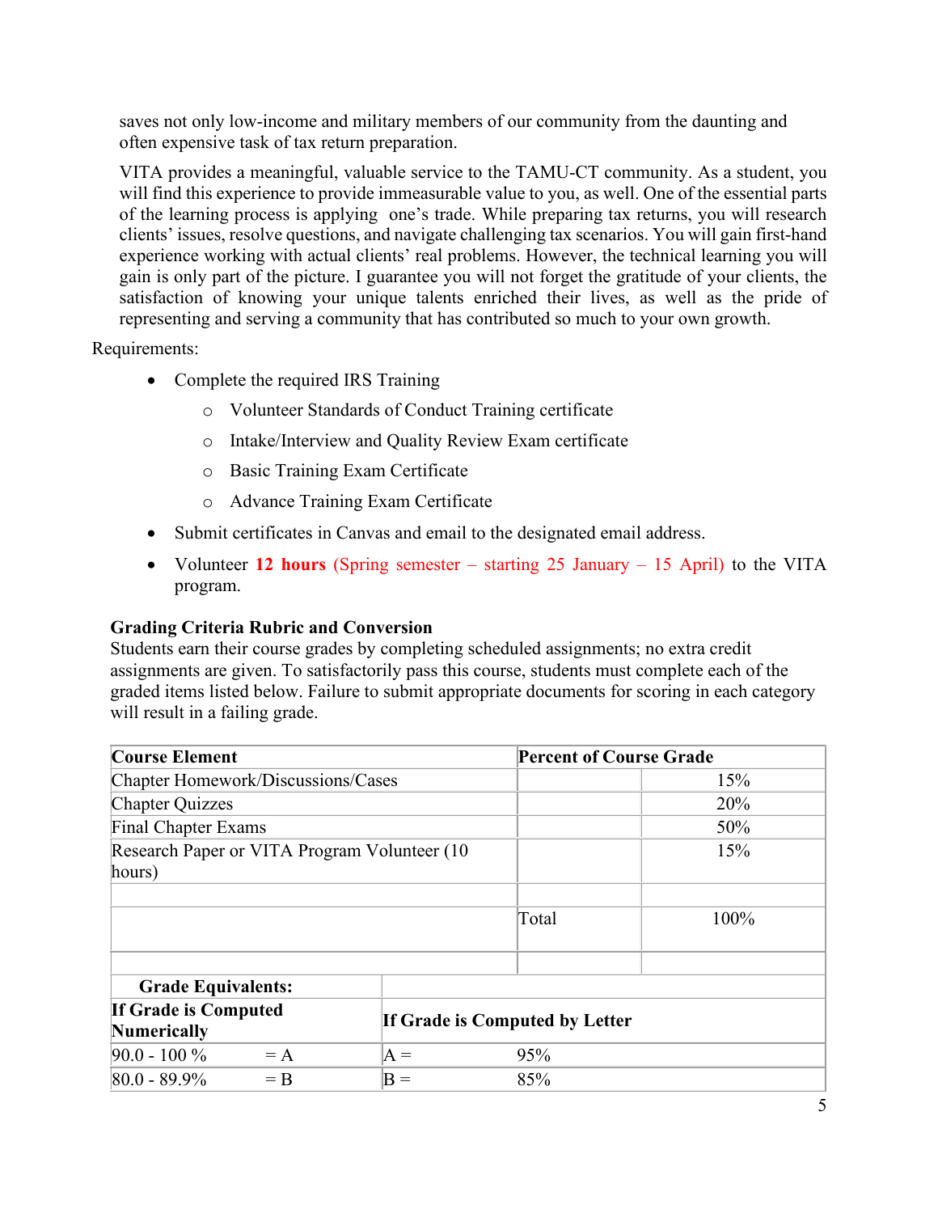saves not only low-income and military members of our community from the daunting and often expensive task of tax return preparation.

VITA provides a meaningful, valuable service to the TAMU-CT community. As a student, you will find this experience to provide immeasurable value to you, as well. One of the essential parts of the learning process is applying one's trade. While preparing tax returns, you will research clients' issues, resolve questions, and navigate challenging tax scenarios. You will gain first-hand experience working with actual clients' real problems. However, the technical learning you will gain is only part of the picture. I guarantee you will not forget the gratitude of your clients, the satisfaction of knowing your unique talents enriched their lives, as well as the pride of representing and serving a community that has contributed so much to your own growth.

Requirements:

- Complete the required IRS Training
  - Volunteer Standards of Conduct Training certificate
  - Intake/Interview and Quality Review Exam certificate
  - Basic Training Exam Certificate
  - Advance Training Exam Certificate
- Submit certificates in Canvas and email to the designated email address.
- Volunteer **12 hours** (Spring semester – starting 25 January – 15 April) to the VITA program.

**Grading Criteria Rubric and Conversion**

Students earn their course grades by completing scheduled assignments; no extra credit assignments are given. To satisfactorily pass this course, students must complete each of the graded items listed below. Failure to submit appropriate documents for scoring in each category will result in a failing grade.

| **Course Element** | **Percent of Course Grade** | |
|---|---|---|
| Chapter Homework/Discussions/Cases | | 15% |
| Chapter Quizzes | | 20% |
| Final Chapter Exams | | 50% |
| Research Paper or VITA Program Volunteer (10 hours) | | 15% |
| | | |
| | Total | 100% |

| **Grade Equivalents:** | |
|---|---|
| **If Grade is Computed Numerically** | **If Grade is Computed by Letter** |
| 90.0 - 100 % = A | A = 95% |
| 80.0 - 89.9% = B | B = 85% |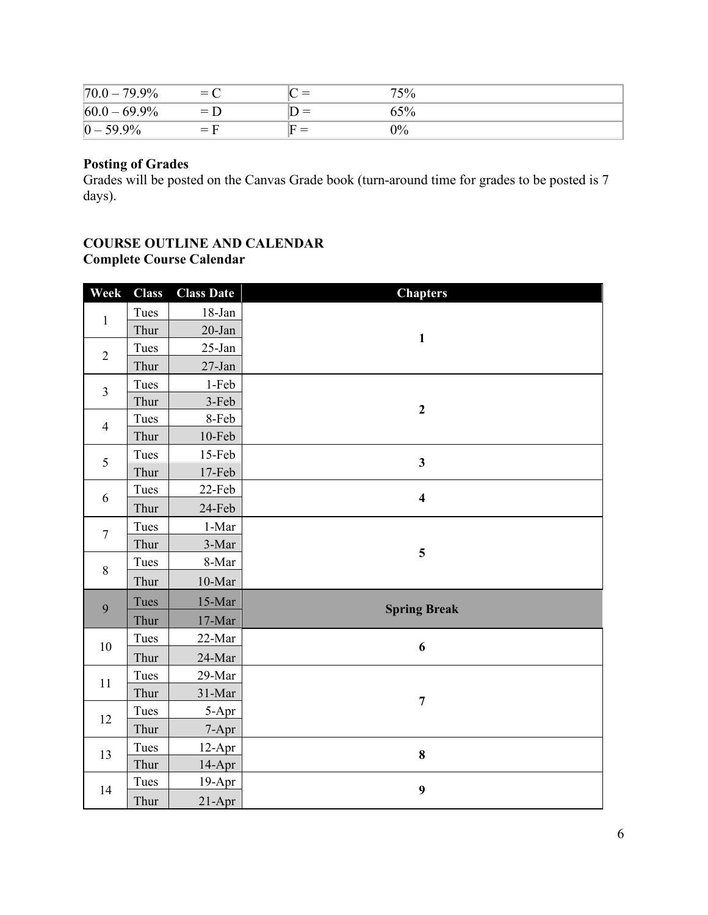| 70.0 – 79.9% | = C | C = | 75% |
|---|---|---|---|
| 60.0 – 69.9% | = D | D = | 65% |
| 0 – 59.9% | = F | F = | 0% |

**Posting of Grades**
Grades will be posted on the Canvas Grade book (turn-around time for grades to be posted is 7 days).

**COURSE OUTLINE AND CALENDAR**
**Complete Course Calendar**

| Week | Class | Class Date | Chapters |
|---|---|---|---|
| 1 | Tues | 18-Jan | 1 |
| | Thur | 20-Jan | |
| 2 | Tues | 25-Jan | |
| | Thur | 27-Jan | |
| 3 | Tues | 1-Feb | 2 |
| | Thur | 3-Feb | |
| 4 | Tues | 8-Feb | |
| | Thur | 10-Feb | |
| 5 | Tues | 15-Feb | 3 |
| | Thur | 17-Feb | |
| 6 | Tues | 22-Feb | 4 |
| | Thur | 24-Feb | |
| 7 | Tues | 1-Mar | 5 |
| | Thur | 3-Mar | |
| 8 | Tues | 8-Mar | |
| | Thur | 10-Mar | |
| 9 | Tues | 15-Mar | Spring Break |
| | Thur | 17-Mar | |
| 10 | Tues | 22-Mar | 6 |
| | Thur | 24-Mar | |
| 11 | Tues | 29-Mar | 7 |
| | Thur | 31-Mar | |
| 12 | Tues | 5-Apr | |
| | Thur | 7-Apr | |
| 13 | Tues | 12-Apr | 8 |
| | Thur | 14-Apr | |
| 14 | Tues | 19-Apr | 9 |
| | Thur | 21-Apr | |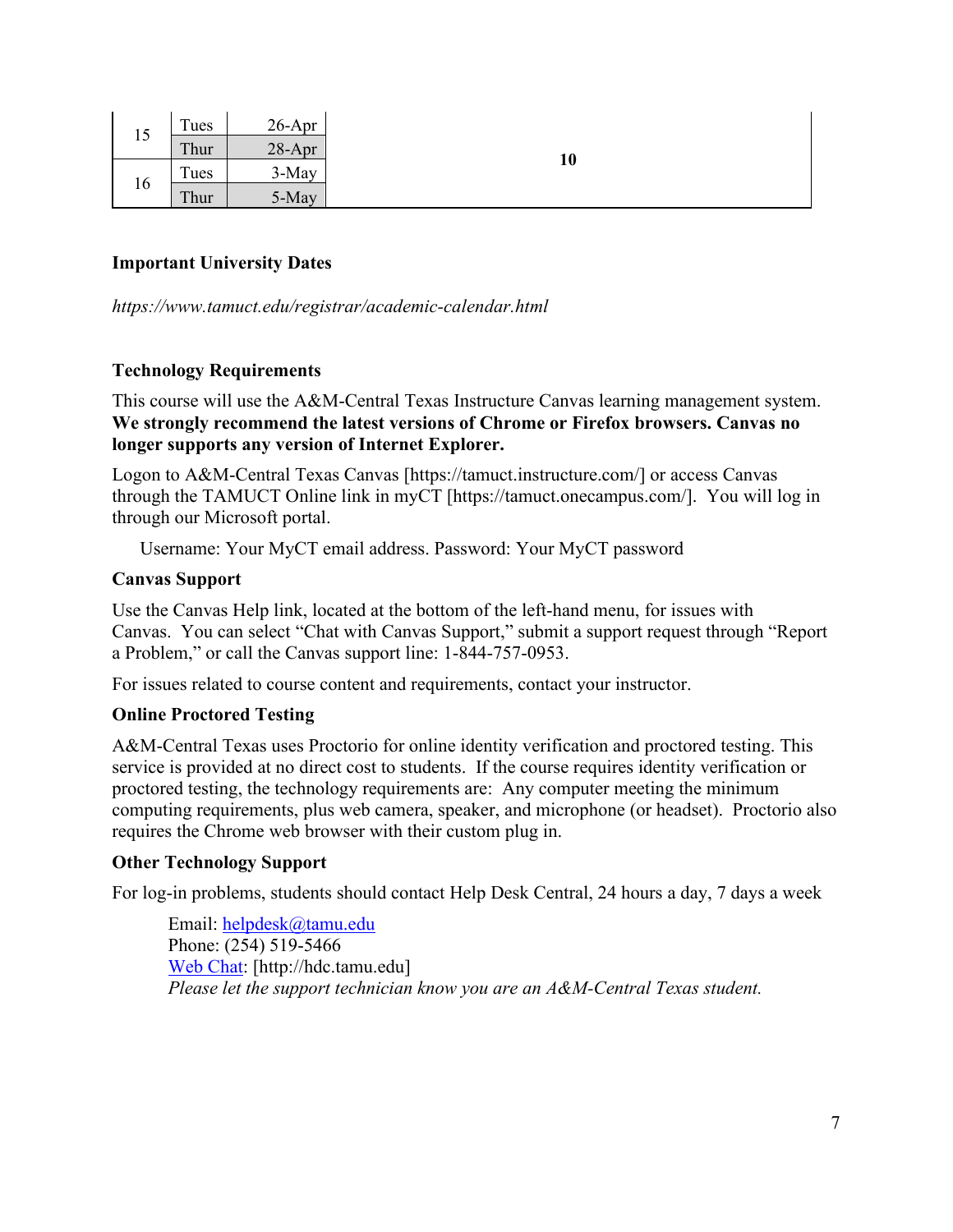| | | | |
|---|---|---|---|
| 15 | Tues | 26-Apr | **10** |
| | Thur | 28-Apr | |
| 16 | Tues | 3-May | |
| | Thur | 5-May | |

**Important University Dates**

*https://www.tamuct.edu/registrar/academic-calendar.html*

**Technology Requirements**

This course will use the A&M-Central Texas Instructure Canvas learning management system. **We strongly recommend the latest versions of Chrome or Firefox browsers. Canvas no longer supports any version of Internet Explorer.**

Logon to A&M-Central Texas Canvas [https://tamuct.instructure.com/] or access Canvas through the TAMUCT Online link in myCT [https://tamuct.onecampus.com/]. You will log in through our Microsoft portal.

Username: Your MyCT email address. Password: Your MyCT password

**Canvas Support**

Use the Canvas Help link, located at the bottom of the left-hand menu, for issues with Canvas. You can select "Chat with Canvas Support," submit a support request through "Report a Problem," or call the Canvas support line: 1-844-757-0953.

For issues related to course content and requirements, contact your instructor.

**Online Proctored Testing**

A&M-Central Texas uses Proctorio for online identity verification and proctored testing. This service is provided at no direct cost to students. If the course requires identity verification or proctored testing, the technology requirements are: Any computer meeting the minimum computing requirements, plus web camera, speaker, and microphone (or headset). Proctorio also requires the Chrome web browser with their custom plug in.

**Other Technology Support**

For log-in problems, students should contact Help Desk Central, 24 hours a day, 7 days a week

Email: helpdesk@tamu.edu
Phone: (254) 519-5466
Web Chat: [http://hdc.tamu.edu]
*Please let the support technician know you are an A&M-Central Texas student.*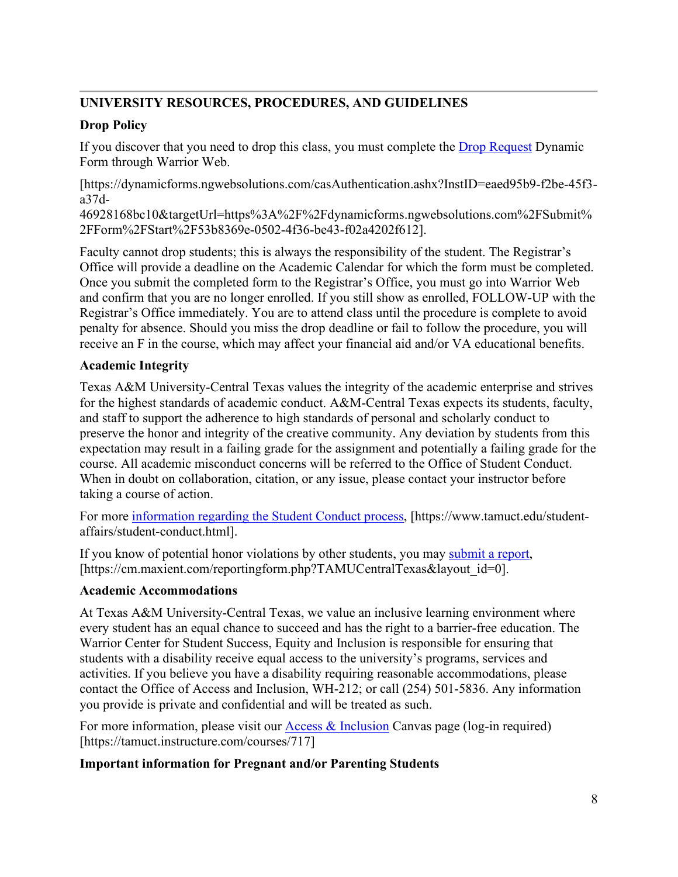---

**UNIVERSITY RESOURCES, PROCEDURES, AND GUIDELINES**

**Drop Policy**

If you discover that you need to drop this class, you must complete the Drop Request Dynamic Form through Warrior Web.

[https://dynamicforms.ngwebsolutions.com/casAuthentication.ashx?InstID=eaed95b9-f2be-45f3-a37d-46928168bc10&targetUrl=https%3A%2F%2Fdynamicforms.ngwebsolutions.com%2FSubmit%2FForm%2FStart%2F53b8369e-0502-4f36-be43-f02a4202f612].

Faculty cannot drop students; this is always the responsibility of the student. The Registrar's Office will provide a deadline on the Academic Calendar for which the form must be completed. Once you submit the completed form to the Registrar's Office, you must go into Warrior Web and confirm that you are no longer enrolled. If you still show as enrolled, FOLLOW-UP with the Registrar's Office immediately. You are to attend class until the procedure is complete to avoid penalty for absence. Should you miss the drop deadline or fail to follow the procedure, you will receive an F in the course, which may affect your financial aid and/or VA educational benefits.

**Academic Integrity**

Texas A&M University-Central Texas values the integrity of the academic enterprise and strives for the highest standards of academic conduct. A&M-Central Texas expects its students, faculty, and staff to support the adherence to high standards of personal and scholarly conduct to preserve the honor and integrity of the creative community. Any deviation by students from this expectation may result in a failing grade for the assignment and potentially a failing grade for the course. All academic misconduct concerns will be referred to the Office of Student Conduct. When in doubt on collaboration, citation, or any issue, please contact your instructor before taking a course of action.

For more information regarding the Student Conduct process, [https://www.tamuct.edu/student-affairs/student-conduct.html].

If you know of potential honor violations by other students, you may submit a report, [https://cm.maxient.com/reportingform.php?TAMUCentralTexas&layout_id=0].

**Academic Accommodations**

At Texas A&M University-Central Texas, we value an inclusive learning environment where every student has an equal chance to succeed and has the right to a barrier-free education. The Warrior Center for Student Success, Equity and Inclusion is responsible for ensuring that students with a disability receive equal access to the university's programs, services and activities. If you believe you have a disability requiring reasonable accommodations, please contact the Office of Access and Inclusion, WH-212; or call (254) 501-5836. Any information you provide is private and confidential and will be treated as such.

For more information, please visit our Access & Inclusion Canvas page (log-in required) [https://tamuct.instructure.com/courses/717]

**Important information for Pregnant and/or Parenting Students**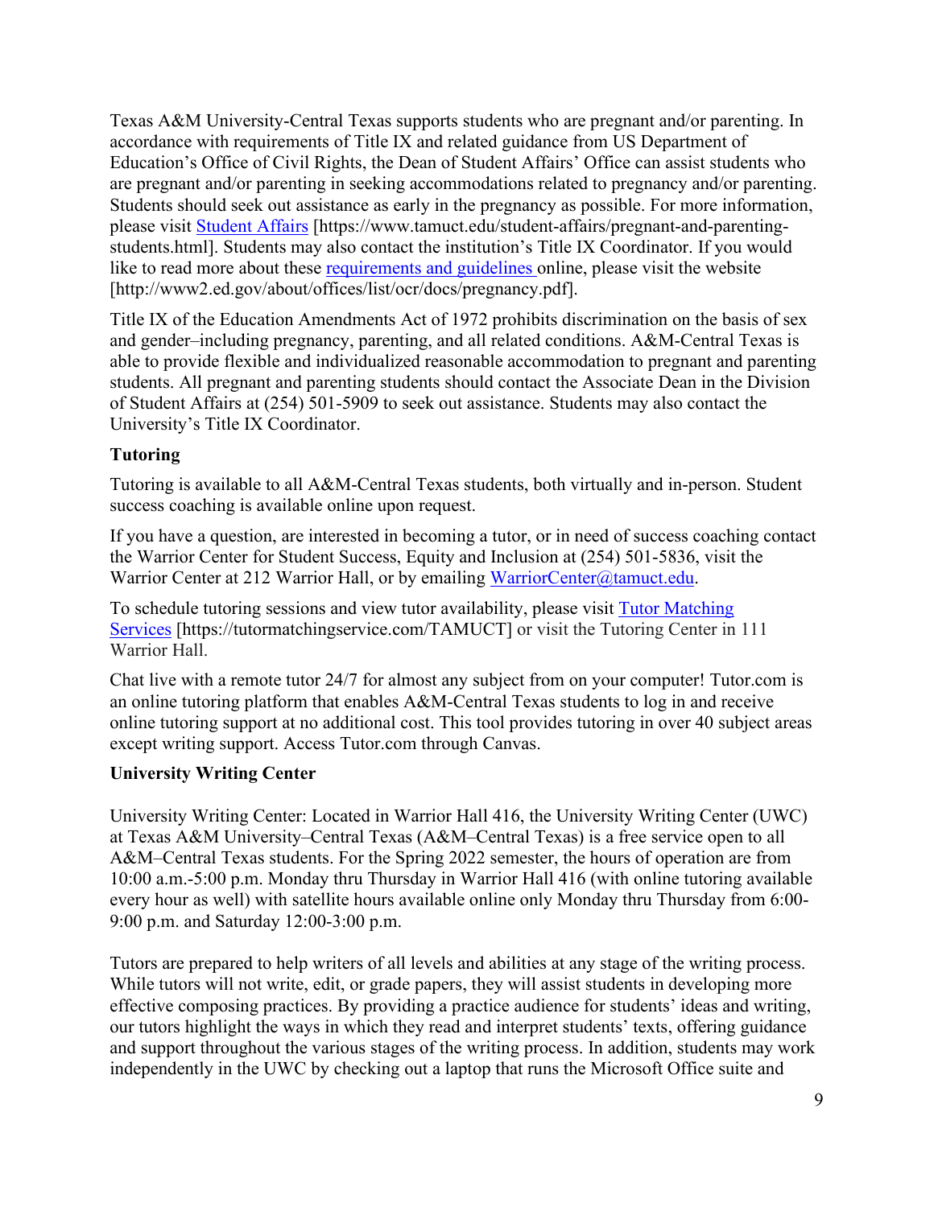Texas A&M University-Central Texas supports students who are pregnant and/or parenting. In accordance with requirements of Title IX and related guidance from US Department of Education's Office of Civil Rights, the Dean of Student Affairs' Office can assist students who are pregnant and/or parenting in seeking accommodations related to pregnancy and/or parenting. Students should seek out assistance as early in the pregnancy as possible. For more information, please visit [Student Affairs](https://www.tamuct.edu/student-affairs/pregnant-and-parenting-students.html) [https://www.tamuct.edu/student-affairs/pregnant-and-parenting-students.html]. Students may also contact the institution's Title IX Coordinator. If you would like to read more about these [requirements and guidelines](http://www2.ed.gov/about/offices/list/ocr/docs/pregnancy.pdf) online, please visit the website [http://www2.ed.gov/about/offices/list/ocr/docs/pregnancy.pdf].

Title IX of the Education Amendments Act of 1972 prohibits discrimination on the basis of sex and gender–including pregnancy, parenting, and all related conditions. A&M-Central Texas is able to provide flexible and individualized reasonable accommodation to pregnant and parenting students. All pregnant and parenting students should contact the Associate Dean in the Division of Student Affairs at (254) 501-5909 to seek out assistance. Students may also contact the University's Title IX Coordinator.

**Tutoring**

Tutoring is available to all A&M-Central Texas students, both virtually and in-person. Student success coaching is available online upon request.

If you have a question, are interested in becoming a tutor, or in need of success coaching contact the Warrior Center for Student Success, Equity and Inclusion at (254) 501-5836, visit the Warrior Center at 212 Warrior Hall, or by emailing [WarriorCenter@tamuct.edu](mailto:WarriorCenter@tamuct.edu).

To schedule tutoring sessions and view tutor availability, please visit [Tutor Matching Services](https://tutormatchingservice.com/TAMUCT) [https://tutormatchingservice.com/TAMUCT] or visit the Tutoring Center in 111 Warrior Hall.

Chat live with a remote tutor 24/7 for almost any subject from on your computer! Tutor.com is an online tutoring platform that enables A&M-Central Texas students to log in and receive online tutoring support at no additional cost. This tool provides tutoring in over 40 subject areas except writing support. Access Tutor.com through Canvas.

**University Writing Center**

University Writing Center: Located in Warrior Hall 416, the University Writing Center (UWC) at Texas A&M University–Central Texas (A&M–Central Texas) is a free service open to all A&M–Central Texas students. For the Spring 2022 semester, the hours of operation are from 10:00 a.m.-5:00 p.m. Monday thru Thursday in Warrior Hall 416 (with online tutoring available every hour as well) with satellite hours available online only Monday thru Thursday from 6:00-9:00 p.m. and Saturday 12:00-3:00 p.m.

Tutors are prepared to help writers of all levels and abilities at any stage of the writing process. While tutors will not write, edit, or grade papers, they will assist students in developing more effective composing practices. By providing a practice audience for students' ideas and writing, our tutors highlight the ways in which they read and interpret students' texts, offering guidance and support throughout the various stages of the writing process. In addition, students may work independently in the UWC by checking out a laptop that runs the Microsoft Office suite and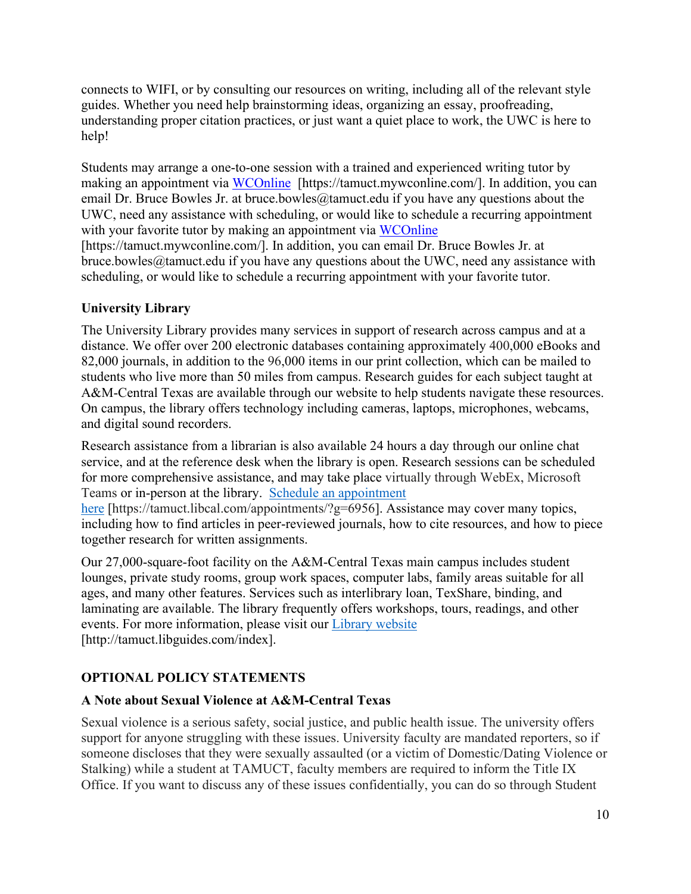connects to WIFI, or by consulting our resources on writing, including all of the relevant style guides. Whether you need help brainstorming ideas, organizing an essay, proofreading, understanding proper citation practices, or just want a quiet place to work, the UWC is here to help!

Students may arrange a one-to-one session with a trained and experienced writing tutor by making an appointment via [WCOnline](https://tamuct.mywconline.com/) [https://tamuct.mywconline.com/]. In addition, you can email Dr. Bruce Bowles Jr. at bruce.bowles@tamuct.edu if you have any questions about the UWC, need any assistance with scheduling, or would like to schedule a recurring appointment with your favorite tutor by making an appointment via [WCOnline](https://tamuct.mywconline.com/) [https://tamuct.mywconline.com/]. In addition, you can email Dr. Bruce Bowles Jr. at bruce.bowles@tamuct.edu if you have any questions about the UWC, need any assistance with scheduling, or would like to schedule a recurring appointment with your favorite tutor.

### University Library

The University Library provides many services in support of research across campus and at a distance. We offer over 200 electronic databases containing approximately 400,000 eBooks and 82,000 journals, in addition to the 96,000 items in our print collection, which can be mailed to students who live more than 50 miles from campus. Research guides for each subject taught at A&M-Central Texas are available through our website to help students navigate these resources. On campus, the library offers technology including cameras, laptops, microphones, webcams, and digital sound recorders.

Research assistance from a librarian is also available 24 hours a day through our online chat service, and at the reference desk when the library is open. Research sessions can be scheduled for more comprehensive assistance, and may take place virtually through WebEx, Microsoft Teams or in-person at the library. [Schedule an appointment here](https://tamuct.libcal.com/appointments/?g=6956) [https://tamuct.libcal.com/appointments/?g=6956]. Assistance may cover many topics, including how to find articles in peer-reviewed journals, how to cite resources, and how to piece together research for written assignments.

Our 27,000-square-foot facility on the A&M-Central Texas main campus includes student lounges, private study rooms, group work spaces, computer labs, family areas suitable for all ages, and many other features. Services such as interlibrary loan, TexShare, binding, and laminating are available. The library frequently offers workshops, tours, readings, and other events. For more information, please visit our [Library website](http://tamuct.libguides.com/index) [http://tamuct.libguides.com/index].

## OPTIONAL POLICY STATEMENTS

### A Note about Sexual Violence at A&M-Central Texas

Sexual violence is a serious safety, social justice, and public health issue. The university offers support for anyone struggling with these issues. University faculty are mandated reporters, so if someone discloses that they were sexually assaulted (or a victim of Domestic/Dating Violence or Stalking) while a student at TAMUCT, faculty members are required to inform the Title IX Office. If you want to discuss any of these issues confidentially, you can do so through Student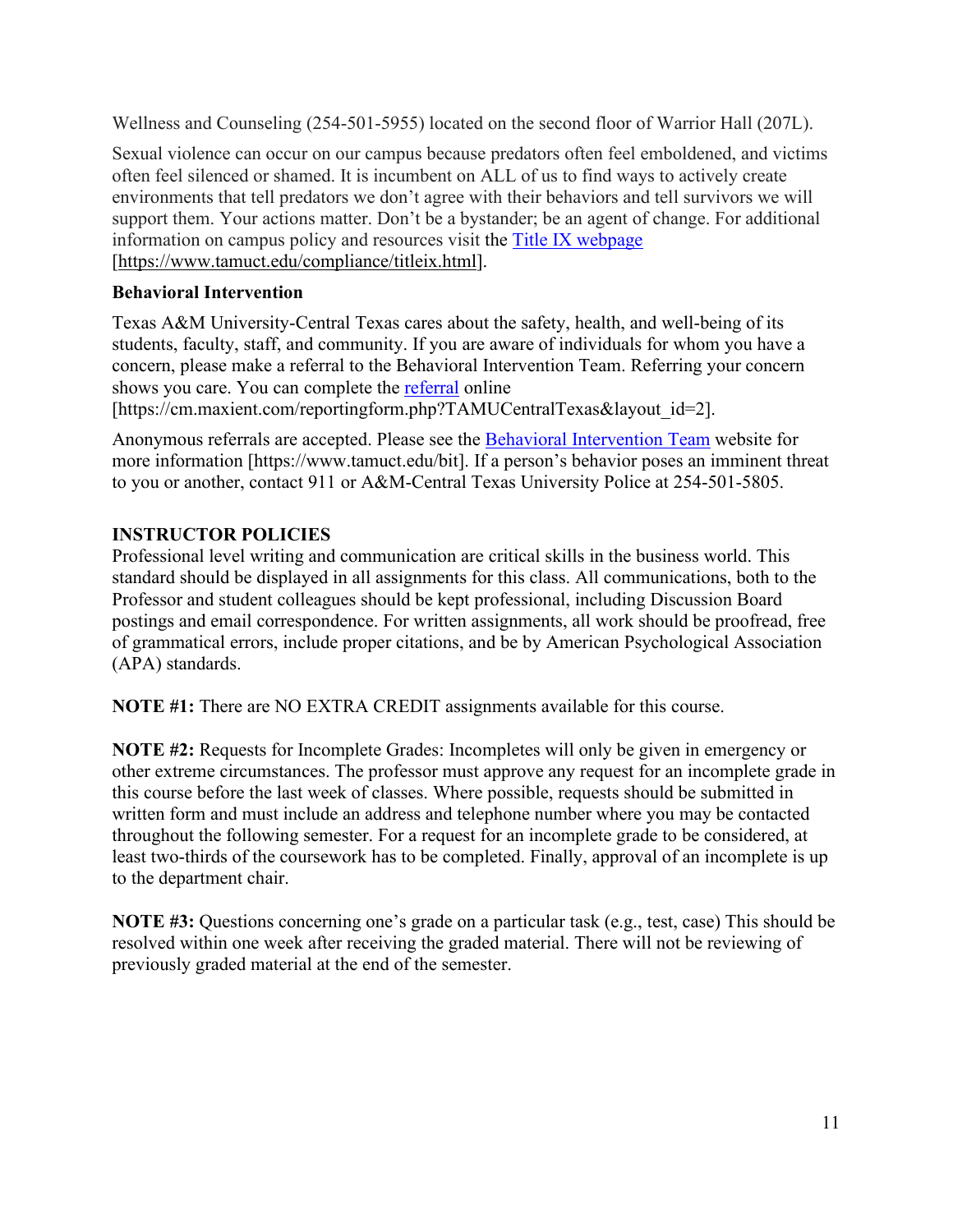Wellness and Counseling (254-501-5955) located on the second floor of Warrior Hall (207L).

Sexual violence can occur on our campus because predators often feel emboldened, and victims often feel silenced or shamed. It is incumbent on ALL of us to find ways to actively create environments that tell predators we don't agree with their behaviors and tell survivors we will support them. Your actions matter. Don't be a bystander; be an agent of change. For additional information on campus policy and resources visit the [Title IX webpage](https://www.tamuct.edu/compliance/titleix.html) [https://www.tamuct.edu/compliance/titleix.html].

**Behavioral Intervention**

Texas A&M University-Central Texas cares about the safety, health, and well-being of its students, faculty, staff, and community. If you are aware of individuals for whom you have a concern, please make a referral to the Behavioral Intervention Team. Referring your concern shows you care. You can complete the [referral](https://cm.maxient.com/reportingform.php?TAMUCentralTexas&layout_id=2) online [https://cm.maxient.com/reportingform.php?TAMUCentralTexas&layout_id=2].

Anonymous referrals are accepted. Please see the [Behavioral Intervention Team](https://www.tamuct.edu/bit) website for more information [https://www.tamuct.edu/bit]. If a person's behavior poses an imminent threat to you or another, contact 911 or A&M-Central Texas University Police at 254-501-5805.

## INSTRUCTOR POLICIES

Professional level writing and communication are critical skills in the business world. This standard should be displayed in all assignments for this class. All communications, both to the Professor and student colleagues should be kept professional, including Discussion Board postings and email correspondence. For written assignments, all work should be proofread, free of grammatical errors, include proper citations, and be by American Psychological Association (APA) standards.

**NOTE #1:** There are NO EXTRA CREDIT assignments available for this course.

**NOTE #2:** Requests for Incomplete Grades: Incompletes will only be given in emergency or other extreme circumstances. The professor must approve any request for an incomplete grade in this course before the last week of classes. Where possible, requests should be submitted in written form and must include an address and telephone number where you may be contacted throughout the following semester. For a request for an incomplete grade to be considered, at least two-thirds of the coursework has to be completed. Finally, approval of an incomplete is up to the department chair.

**NOTE #3:** Questions concerning one's grade on a particular task (e.g., test, case) This should be resolved within one week after receiving the graded material. There will not be reviewing of previously graded material at the end of the semester.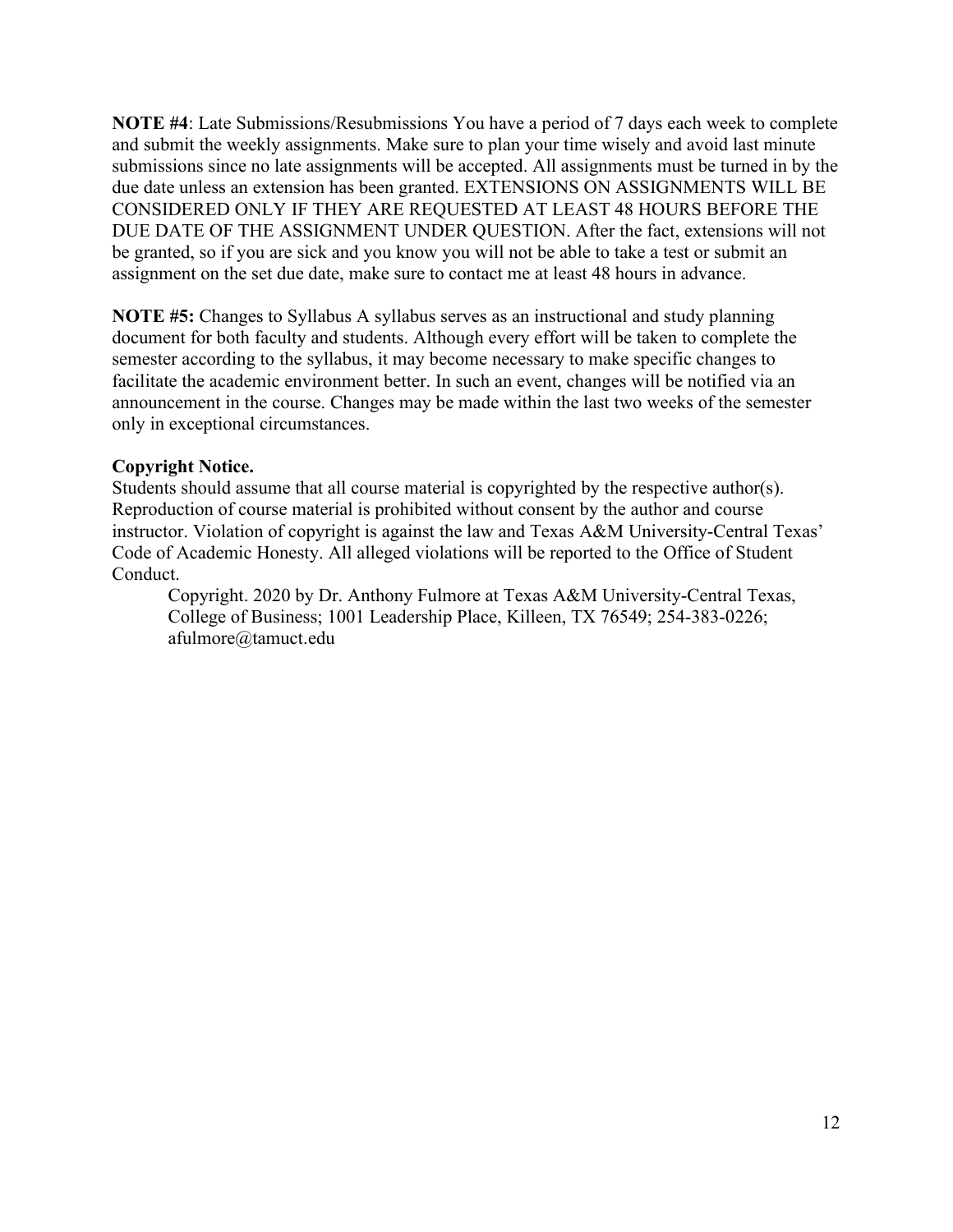**NOTE #4**: Late Submissions/Resubmissions You have a period of 7 days each week to complete and submit the weekly assignments. Make sure to plan your time wisely and avoid last minute submissions since no late assignments will be accepted. All assignments must be turned in by the due date unless an extension has been granted. EXTENSIONS ON ASSIGNMENTS WILL BE CONSIDERED ONLY IF THEY ARE REQUESTED AT LEAST 48 HOURS BEFORE THE DUE DATE OF THE ASSIGNMENT UNDER QUESTION. After the fact, extensions will not be granted, so if you are sick and you know you will not be able to take a test or submit an assignment on the set due date, make sure to contact me at least 48 hours in advance.

**NOTE #5:** Changes to Syllabus A syllabus serves as an instructional and study planning document for both faculty and students. Although every effort will be taken to complete the semester according to the syllabus, it may become necessary to make specific changes to facilitate the academic environment better. In such an event, changes will be notified via an announcement in the course. Changes may be made within the last two weeks of the semester only in exceptional circumstances.

**Copyright Notice.**

Students should assume that all course material is copyrighted by the respective author(s). Reproduction of course material is prohibited without consent by the author and course instructor. Violation of copyright is against the law and Texas A&M University-Central Texas' Code of Academic Honesty. All alleged violations will be reported to the Office of Student Conduct.

Copyright. 2020 by Dr. Anthony Fulmore at Texas A&M University-Central Texas, College of Business; 1001 Leadership Place, Killeen, TX 76549; 254-383-0226; afulmore@tamuct.edu